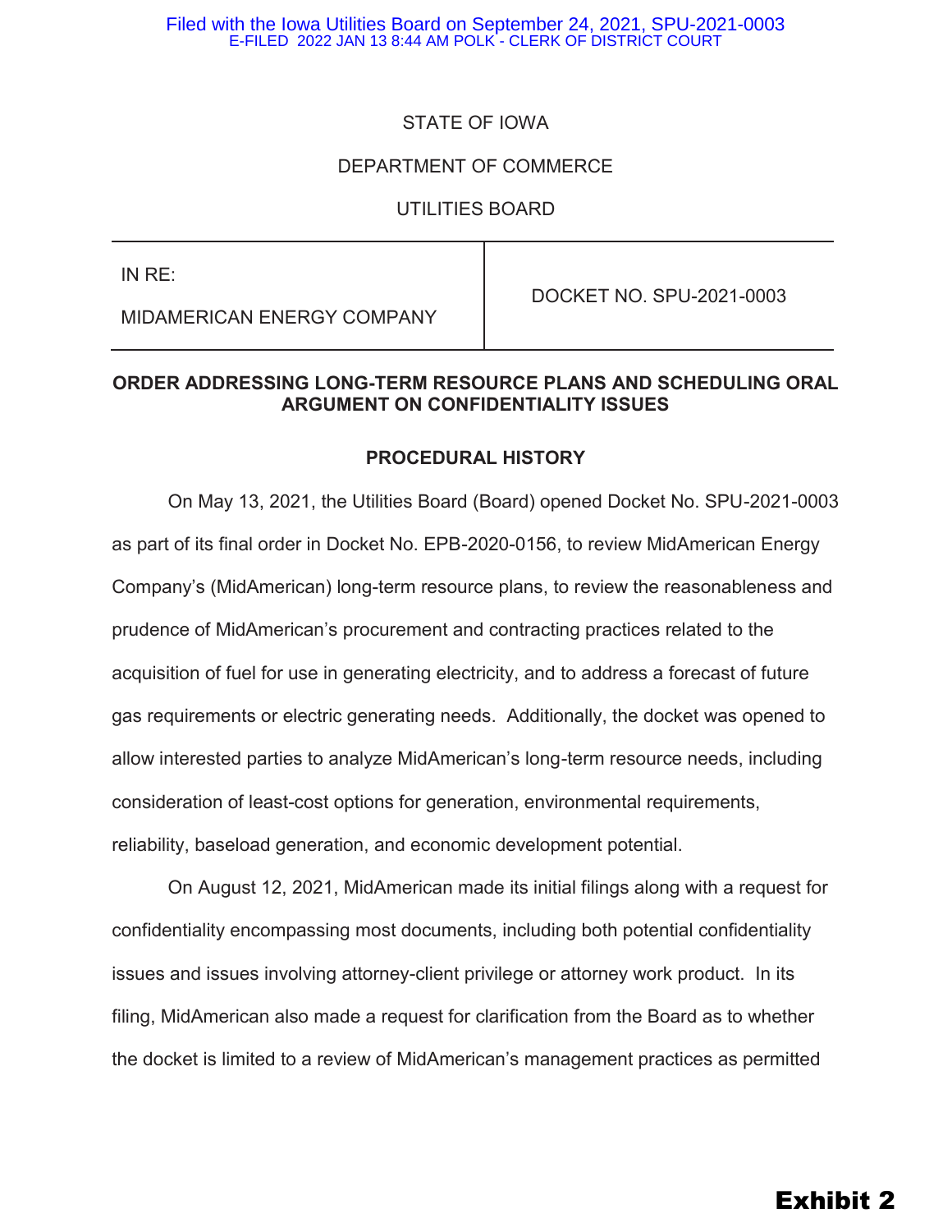STATE OF IOWA

DEPARTMENT OF COMMERCE

UTILITIES BOARD

| IN RE: MIDAMERICAN ENERGY COMPANY | DOCKET NO. SPU-2021-0003 |
| --- | --- |

**ORDER ADDRESSING LONG-TERM RESOURCE PLANS AND SCHEDULING ORAL ARGUMENT ON CONFIDENTIALITY ISSUES**

**PROCEDURAL HISTORY**

On May 13, 2021, the Utilities Board (Board) opened Docket No. SPU-2021-0003 as part of its final order in Docket No. EPB-2020-0156, to review MidAmerican Energy Company's (MidAmerican) long-term resource plans, to review the reasonableness and prudence of MidAmerican's procurement and contracting practices related to the acquisition of fuel for use in generating electricity, and to address a forecast of future gas requirements or electric generating needs. Additionally, the docket was opened to allow interested parties to analyze MidAmerican's long-term resource needs, including consideration of least-cost options for generation, environmental requirements, reliability, baseload generation, and economic development potential.

On August 12, 2021, MidAmerican made its initial filings along with a request for confidentiality encompassing most documents, including both potential confidentiality issues and issues involving attorney-client privilege or attorney work product. In its filing, MidAmerican also made a request for clarification from the Board as to whether the docket is limited to a review of MidAmerican's management practices as permitted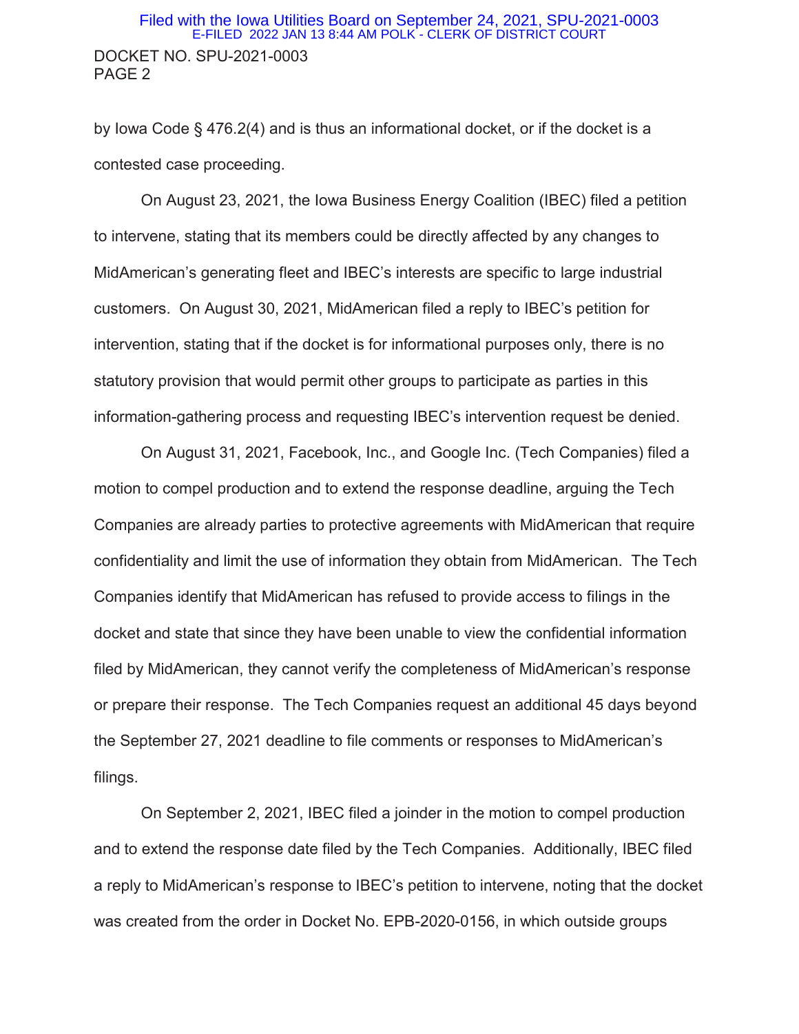by Iowa Code § 476.2(4) and is thus an informational docket, or if the docket is a contested case proceeding.

On August 23, 2021, the Iowa Business Energy Coalition (IBEC) filed a petition to intervene, stating that its members could be directly affected by any changes to MidAmerican's generating fleet and IBEC's interests are specific to large industrial customers. On August 30, 2021, MidAmerican filed a reply to IBEC's petition for intervention, stating that if the docket is for informational purposes only, there is no statutory provision that would permit other groups to participate as parties in this information-gathering process and requesting IBEC's intervention request be denied.

On August 31, 2021, Facebook, Inc., and Google Inc. (Tech Companies) filed a motion to compel production and to extend the response deadline, arguing the Tech Companies are already parties to protective agreements with MidAmerican that require confidentiality and limit the use of information they obtain from MidAmerican. The Tech Companies identify that MidAmerican has refused to provide access to filings in the docket and state that since they have been unable to view the confidential information filed by MidAmerican, they cannot verify the completeness of MidAmerican's response or prepare their response. The Tech Companies request an additional 45 days beyond the September 27, 2021 deadline to file comments or responses to MidAmerican's filings.

On September 2, 2021, IBEC filed a joinder in the motion to compel production and to extend the response date filed by the Tech Companies. Additionally, IBEC filed a reply to MidAmerican's response to IBEC's petition to intervene, noting that the docket was created from the order in Docket No. EPB-2020-0156, in which outside groups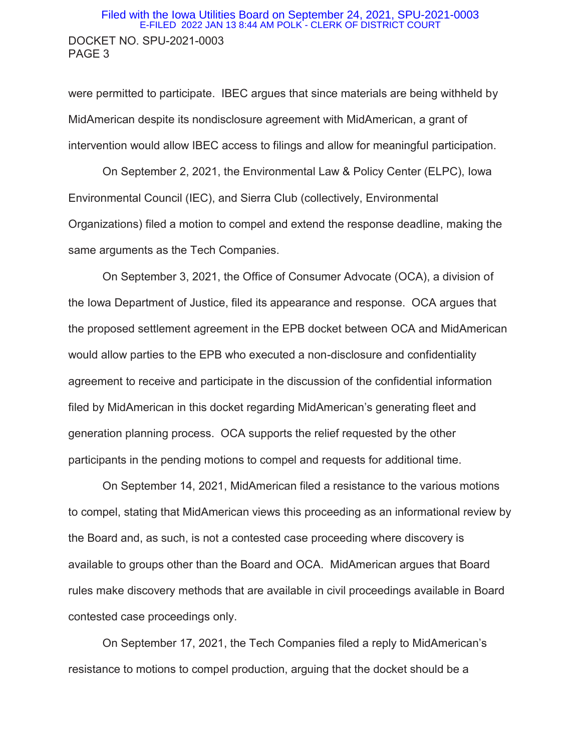were permitted to participate. IBEC argues that since materials are being withheld by MidAmerican despite its nondisclosure agreement with MidAmerican, a grant of intervention would allow IBEC access to filings and allow for meaningful participation.

On September 2, 2021, the Environmental Law & Policy Center (ELPC), Iowa Environmental Council (IEC), and Sierra Club (collectively, Environmental Organizations) filed a motion to compel and extend the response deadline, making the same arguments as the Tech Companies.

On September 3, 2021, the Office of Consumer Advocate (OCA), a division of the Iowa Department of Justice, filed its appearance and response. OCA argues that the proposed settlement agreement in the EPB docket between OCA and MidAmerican would allow parties to the EPB who executed a non-disclosure and confidentiality agreement to receive and participate in the discussion of the confidential information filed by MidAmerican in this docket regarding MidAmerican's generating fleet and generation planning process. OCA supports the relief requested by the other participants in the pending motions to compel and requests for additional time.

On September 14, 2021, MidAmerican filed a resistance to the various motions to compel, stating that MidAmerican views this proceeding as an informational review by the Board and, as such, is not a contested case proceeding where discovery is available to groups other than the Board and OCA. MidAmerican argues that Board rules make discovery methods that are available in civil proceedings available in Board contested case proceedings only.

On September 17, 2021, the Tech Companies filed a reply to MidAmerican's resistance to motions to compel production, arguing that the docket should be a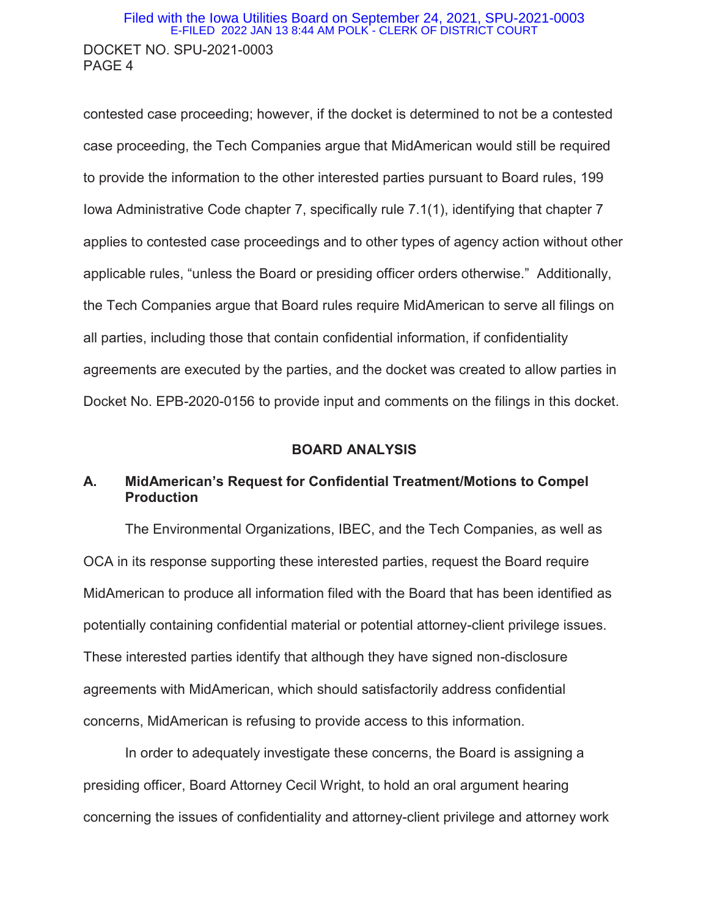contested case proceeding; however, if the docket is determined to not be a contested case proceeding, the Tech Companies argue that MidAmerican would still be required to provide the information to the other interested parties pursuant to Board rules, 199 Iowa Administrative Code chapter 7, specifically rule 7.1(1), identifying that chapter 7 applies to contested case proceedings and to other types of agency action without other applicable rules, "unless the Board or presiding officer orders otherwise." Additionally, the Tech Companies argue that Board rules require MidAmerican to serve all filings on all parties, including those that contain confidential information, if confidentiality agreements are executed by the parties, and the docket was created to allow parties in Docket No. EPB-2020-0156 to provide input and comments on the filings in this docket.

## BOARD ANALYSIS

### A. MidAmerican's Request for Confidential Treatment/Motions to Compel Production

The Environmental Organizations, IBEC, and the Tech Companies, as well as OCA in its response supporting these interested parties, request the Board require MidAmerican to produce all information filed with the Board that has been identified as potentially containing confidential material or potential attorney-client privilege issues. These interested parties identify that although they have signed non-disclosure agreements with MidAmerican, which should satisfactorily address confidential concerns, MidAmerican is refusing to provide access to this information.

In order to adequately investigate these concerns, the Board is assigning a presiding officer, Board Attorney Cecil Wright, to hold an oral argument hearing concerning the issues of confidentiality and attorney-client privilege and attorney work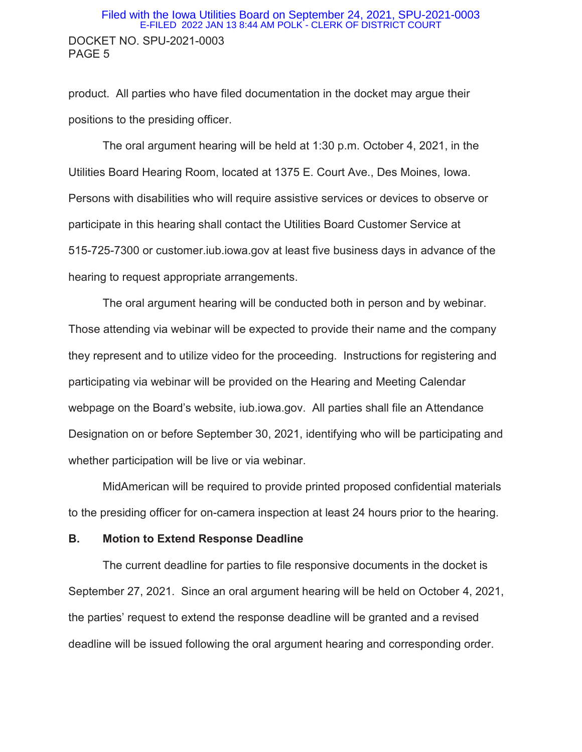product. All parties who have filed documentation in the docket may argue their positions to the presiding officer.

The oral argument hearing will be held at 1:30 p.m. October 4, 2021, in the Utilities Board Hearing Room, located at 1375 E. Court Ave., Des Moines, Iowa. Persons with disabilities who will require assistive services or devices to observe or participate in this hearing shall contact the Utilities Board Customer Service at 515-725-7300 or customer.iub.iowa.gov at least five business days in advance of the hearing to request appropriate arrangements.

The oral argument hearing will be conducted both in person and by webinar. Those attending via webinar will be expected to provide their name and the company they represent and to utilize video for the proceeding. Instructions for registering and participating via webinar will be provided on the Hearing and Meeting Calendar webpage on the Board's website, iub.iowa.gov. All parties shall file an Attendance Designation on or before September 30, 2021, identifying who will be participating and whether participation will be live or via webinar.

MidAmerican will be required to provide printed proposed confidential materials to the presiding officer for on-camera inspection at least 24 hours prior to the hearing.

**B. Motion to Extend Response Deadline**

The current deadline for parties to file responsive documents in the docket is September 27, 2021. Since an oral argument hearing will be held on October 4, 2021, the parties' request to extend the response deadline will be granted and a revised deadline will be issued following the oral argument hearing and corresponding order.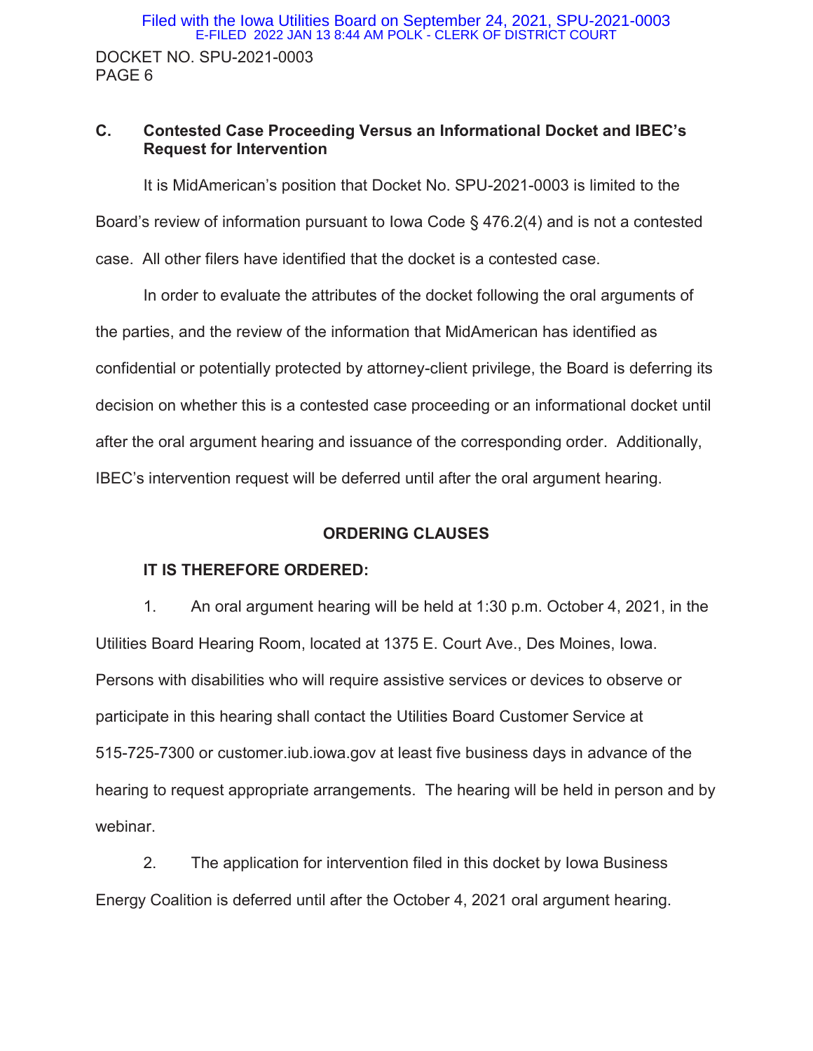### C. Contested Case Proceeding Versus an Informational Docket and IBEC's Request for Intervention

It is MidAmerican's position that Docket No. SPU-2021-0003 is limited to the Board's review of information pursuant to Iowa Code § 476.2(4) and is not a contested case. All other filers have identified that the docket is a contested case.

In order to evaluate the attributes of the docket following the oral arguments of the parties, and the review of the information that MidAmerican has identified as confidential or potentially protected by attorney-client privilege, the Board is deferring its decision on whether this is a contested case proceeding or an informational docket until after the oral argument hearing and issuance of the corresponding order. Additionally, IBEC's intervention request will be deferred until after the oral argument hearing.

## ORDERING CLAUSES

**IT IS THEREFORE ORDERED:**

1. An oral argument hearing will be held at 1:30 p.m. October 4, 2021, in the Utilities Board Hearing Room, located at 1375 E. Court Ave., Des Moines, Iowa. Persons with disabilities who will require assistive services or devices to observe or participate in this hearing shall contact the Utilities Board Customer Service at 515-725-7300 or customer.iub.iowa.gov at least five business days in advance of the hearing to request appropriate arrangements. The hearing will be held in person and by webinar.

2. The application for intervention filed in this docket by Iowa Business Energy Coalition is deferred until after the October 4, 2021 oral argument hearing.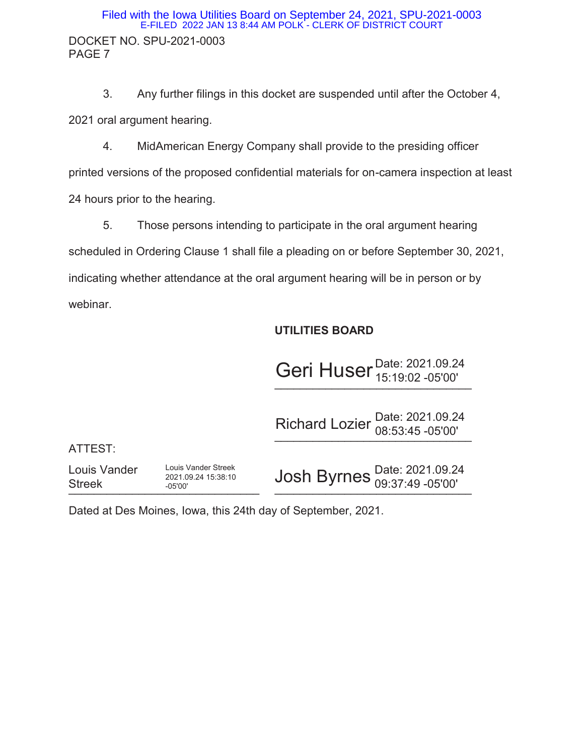3. Any further filings in this docket are suspended until after the October 4, 2021 oral argument hearing.

4. MidAmerican Energy Company shall provide to the presiding officer printed versions of the proposed confidential materials for on-camera inspection at least 24 hours prior to the hearing.

5. Those persons intending to participate in the oral argument hearing scheduled in Ordering Clause 1 shall file a pleading on or before September 30, 2021, indicating whether attendance at the oral argument hearing will be in person or by webinar.

**UTILITIES BOARD**

Geri Huser Date: 2021.09.24 15:19:02 -05'00'

Richard Lozier Date: 2021.09.24 08:53:45 -05'00'

ATTEST:

Louis Vander Streek Louis Vander Streek 2021.09.24 15:38:10 -05'00'

Josh Byrnes Date: 2021.09.24 09:37:49 -05'00'

Dated at Des Moines, Iowa, this 24th day of September, 2021.